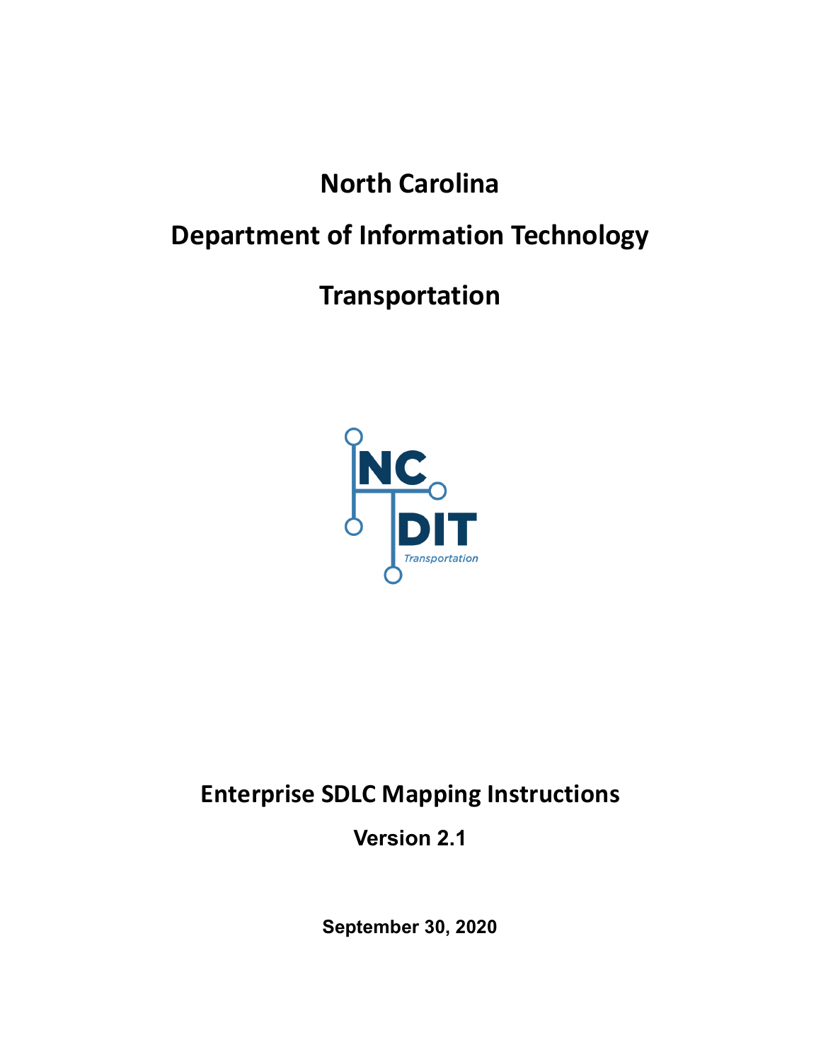# North Carolina

# Department of Information Technology

# Transportation

## Enterprise SDLC Mapping Instructions

**Version 2.1**

**September 30, 2020**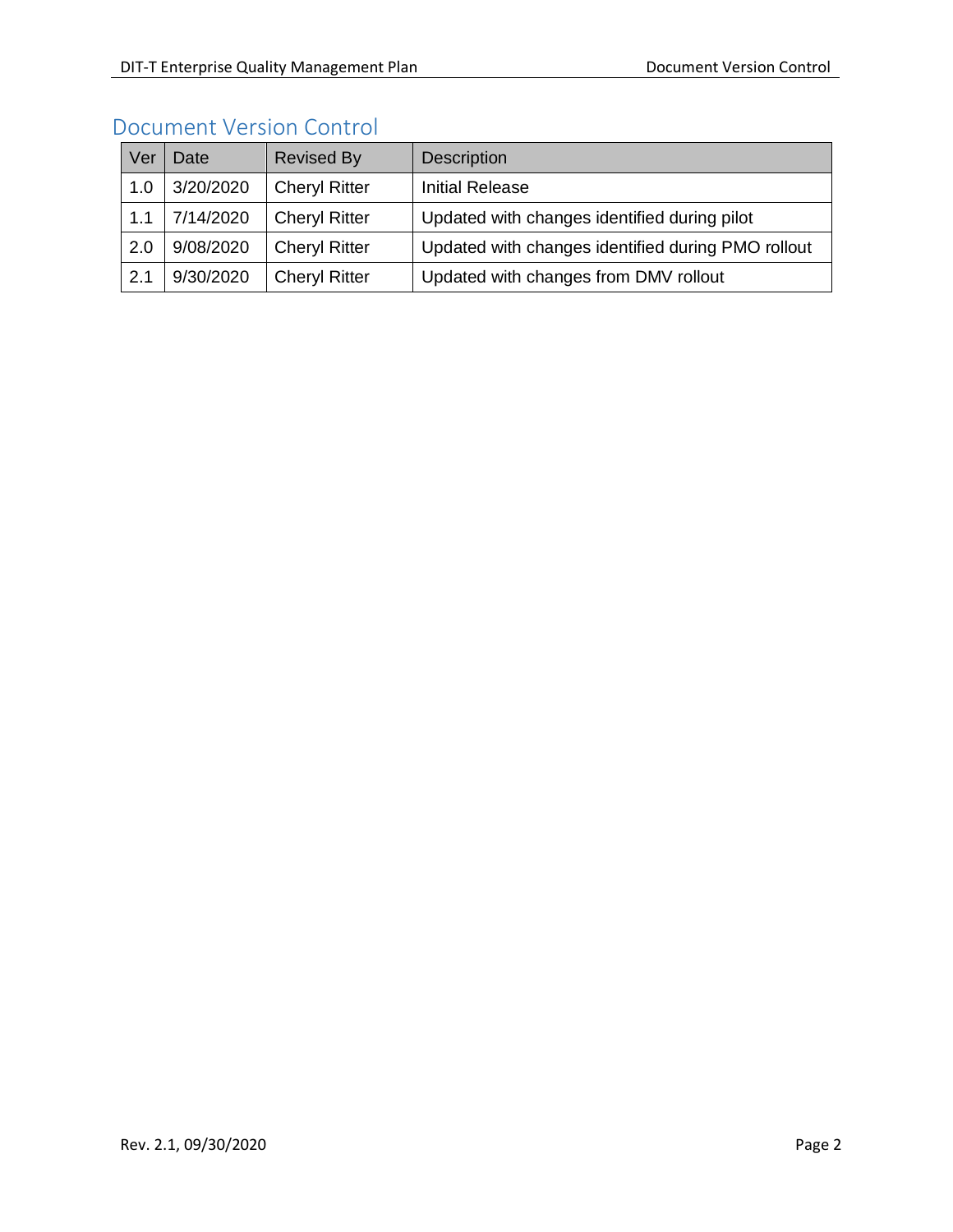## Document Version Control

| Ver | Date | Revised By | Description |
| --- | --- | --- | --- |
| 1.0 | 3/20/2020 | Cheryl Ritter | Initial Release |
| 1.1 | 7/14/2020 | Cheryl Ritter | Updated with changes identified during pilot |
| 2.0 | 9/08/2020 | Cheryl Ritter | Updated with changes identified during PMO rollout |
| 2.1 | 9/30/2020 | Cheryl Ritter | Updated with changes from DMV rollout |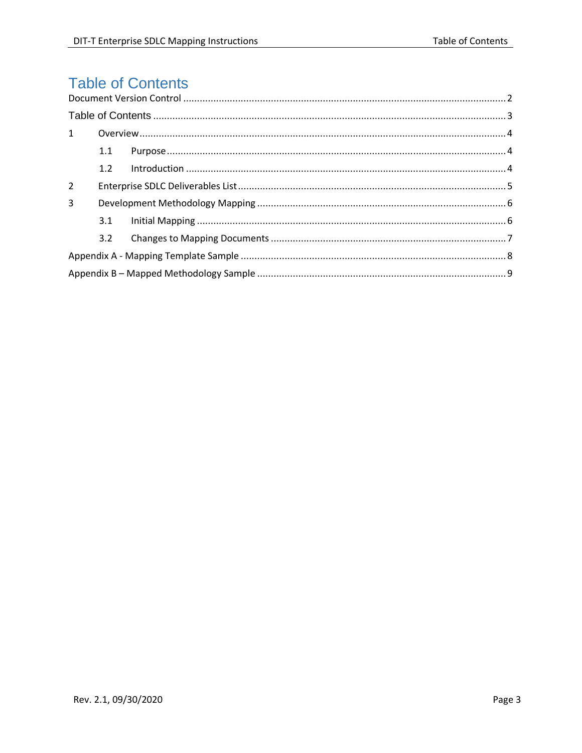# Table of Contents

Document Version Control ..... 2

Table of Contents ..... 3

1 Overview ..... 4

- 1.1 Purpose ..... 4
- 1.2 Introduction ..... 4

2 Enterprise SDLC Deliverables List ..... 5

3 Development Methodology Mapping ..... 6

- 3.1 Initial Mapping ..... 6
- 3.2 Changes to Mapping Documents ..... 7

Appendix A - Mapping Template Sample ..... 8

Appendix B – Mapped Methodology Sample ..... 9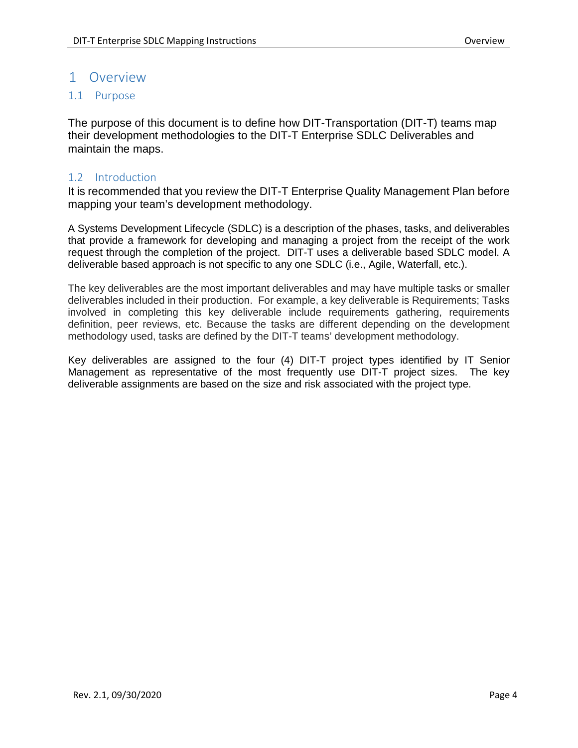# 1 Overview

## 1.1 Purpose

The purpose of this document is to define how DIT-Transportation (DIT-T) teams map their development methodologies to the DIT-T Enterprise SDLC Deliverables and maintain the maps.

## 1.2 Introduction

It is recommended that you review the DIT-T Enterprise Quality Management Plan before mapping your team's development methodology.

A Systems Development Lifecycle (SDLC) is a description of the phases, tasks, and deliverables that provide a framework for developing and managing a project from the receipt of the work request through the completion of the project. DIT-T uses a deliverable based SDLC model. A deliverable based approach is not specific to any one SDLC (i.e., Agile, Waterfall, etc.).

The key deliverables are the most important deliverables and may have multiple tasks or smaller deliverables included in their production. For example, a key deliverable is Requirements; Tasks involved in completing this key deliverable include requirements gathering, requirements definition, peer reviews, etc. Because the tasks are different depending on the development methodology used, tasks are defined by the DIT-T teams' development methodology.

Key deliverables are assigned to the four (4) DIT-T project types identified by IT Senior Management as representative of the most frequently use DIT-T project sizes. The key deliverable assignments are based on the size and risk associated with the project type.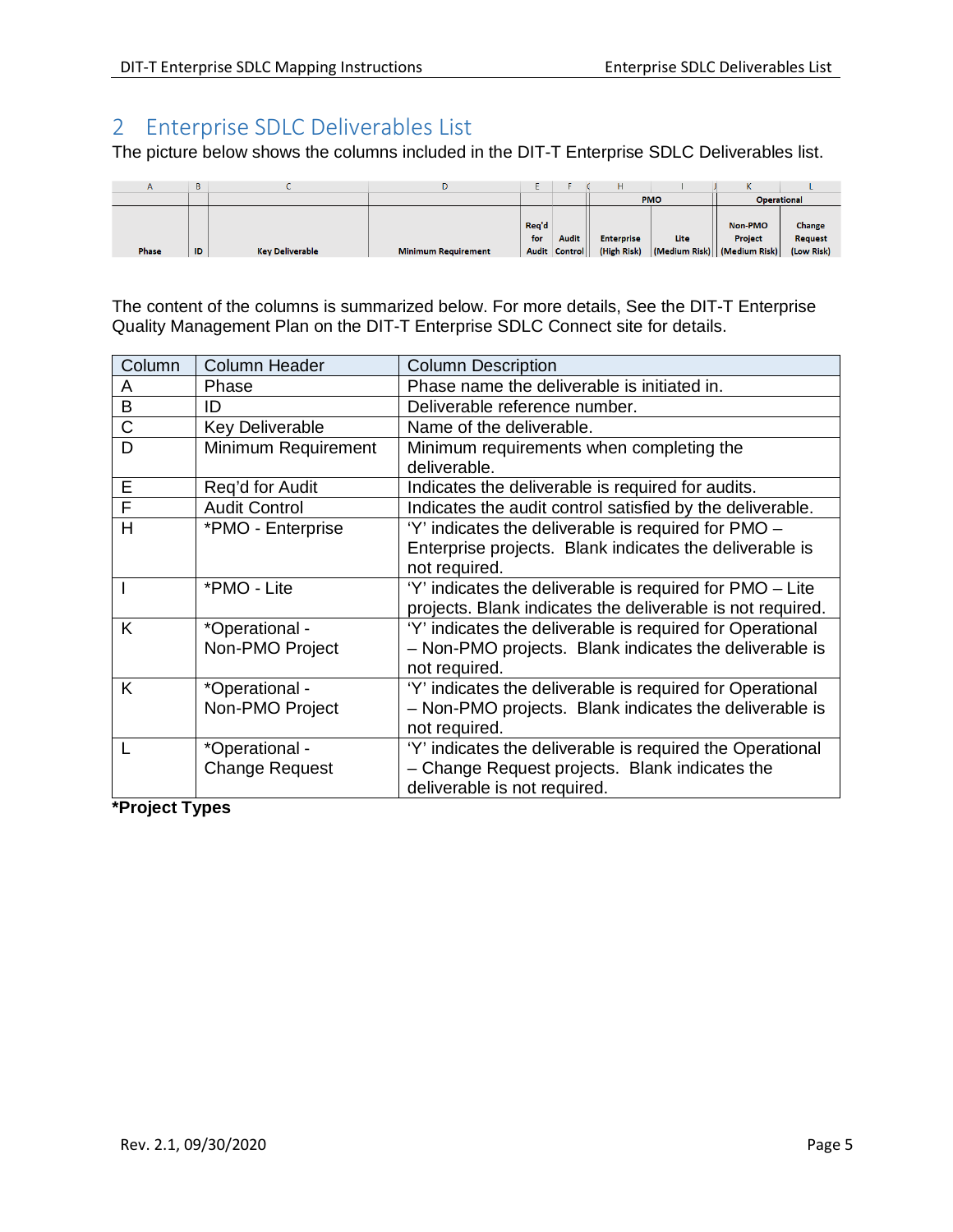# 2 Enterprise SDLC Deliverables List

The picture below shows the columns included in the DIT-T Enterprise SDLC Deliverables list.

| A | B | C | D | E | F | H | I | K | L |
|---|---|---|---|---|---|---|---|---|---|
| | | | | | | PMO | | Operational | |
| Phase | ID | Key Deliverable | Minimum Requirement | Req'd for Audit | Audit Control | Enterprise (High Risk) | Lite (Medium Risk) | Non-PMO Project (Medium Risk) | Change Request (Low Risk) |

The content of the columns is summarized below. For more details, See the DIT-T Enterprise Quality Management Plan on the DIT-T Enterprise SDLC Connect site for details.

| Column | Column Header | Column Description |
|---|---|---|
| A | Phase | Phase name the deliverable is initiated in. |
| B | ID | Deliverable reference number. |
| C | Key Deliverable | Name of the deliverable. |
| D | Minimum Requirement | Minimum requirements when completing the deliverable. |
| E | Req'd for Audit | Indicates the deliverable is required for audits. |
| F | Audit Control | Indicates the audit control satisfied by the deliverable. |
| H | *PMO - Enterprise | 'Y' indicates the deliverable is required for PMO – Enterprise projects. Blank indicates the deliverable is not required. |
| I | *PMO - Lite | 'Y' indicates the deliverable is required for PMO – Lite projects. Blank indicates the deliverable is not required. |
| K | *Operational - Non-PMO Project | 'Y' indicates the deliverable is required for Operational – Non-PMO projects. Blank indicates the deliverable is not required. |
| K | *Operational - Non-PMO Project | 'Y' indicates the deliverable is required for Operational – Non-PMO projects. Blank indicates the deliverable is not required. |
| L | *Operational - Change Request | 'Y' indicates the deliverable is required the Operational – Change Request projects. Blank indicates the deliverable is not required. |

**\*Project Types**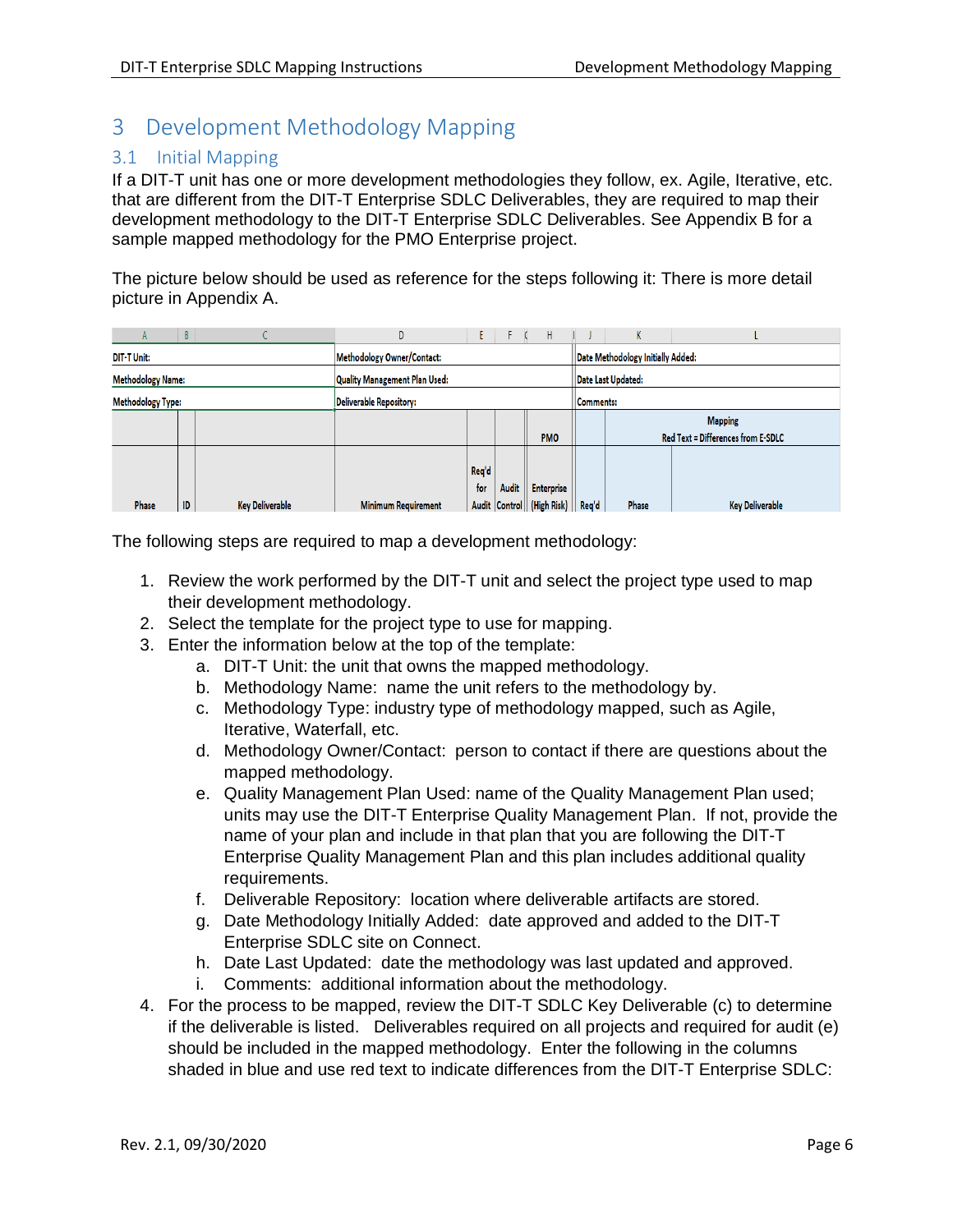# 3 Development Methodology Mapping

## 3.1 Initial Mapping

If a DIT-T unit has one or more development methodologies they follow, ex. Agile, Iterative, etc. that are different from the DIT-T Enterprise SDLC Deliverables, they are required to map their development methodology to the DIT-T Enterprise SDLC Deliverables. See Appendix B for a sample mapped methodology for the PMO Enterprise project.

The picture below should be used as reference for the steps following it: There is more detail picture in Appendix A.

| A | B | C | D | E | F | H | J | K | L |
|---|---|---|---|---|---|---|---|---|---|
| DIT-T Unit: | | | Methodology Owner/Contact: | | | | Date Methodology Initially Added: | | |
| Methodology Name: | | | Quality Management Plan Used: | | | | Date Last Updated: | | |
| Methodology Type: | | | Deliverable Repository: | | | | Comments: | | |
| | | | | | | PMO | | Mapping Red Text = Differences from E-SDLC | |
| Phase | ID | Key Deliverable | Minimum Requirement | Req'd for Audit | Audit Control | Enterprise (High Risk) | Req'd | Phase | Key Deliverable |

The following steps are required to map a development methodology:

1. Review the work performed by the DIT-T unit and select the project type used to map their development methodology.
2. Select the template for the project type to use for mapping.
3. Enter the information below at the top of the template:
   a. DIT-T Unit: the unit that owns the mapped methodology.
   b. Methodology Name: name the unit refers to the methodology by.
   c. Methodology Type: industry type of methodology mapped, such as Agile, Iterative, Waterfall, etc.
   d. Methodology Owner/Contact: person to contact if there are questions about the mapped methodology.
   e. Quality Management Plan Used: name of the Quality Management Plan used; units may use the DIT-T Enterprise Quality Management Plan. If not, provide the name of your plan and include in that plan that you are following the DIT-T Enterprise Quality Management Plan and this plan includes additional quality requirements.
   f. Deliverable Repository: location where deliverable artifacts are stored.
   g. Date Methodology Initially Added: date approved and added to the DIT-T Enterprise SDLC site on Connect.
   h. Date Last Updated: date the methodology was last updated and approved.
   i. Comments: additional information about the methodology.
4. For the process to be mapped, review the DIT-T SDLC Key Deliverable (c) to determine if the deliverable is listed. Deliverables required on all projects and required for audit (e) should be included in the mapped methodology. Enter the following in the columns shaded in blue and use red text to indicate differences from the DIT-T Enterprise SDLC: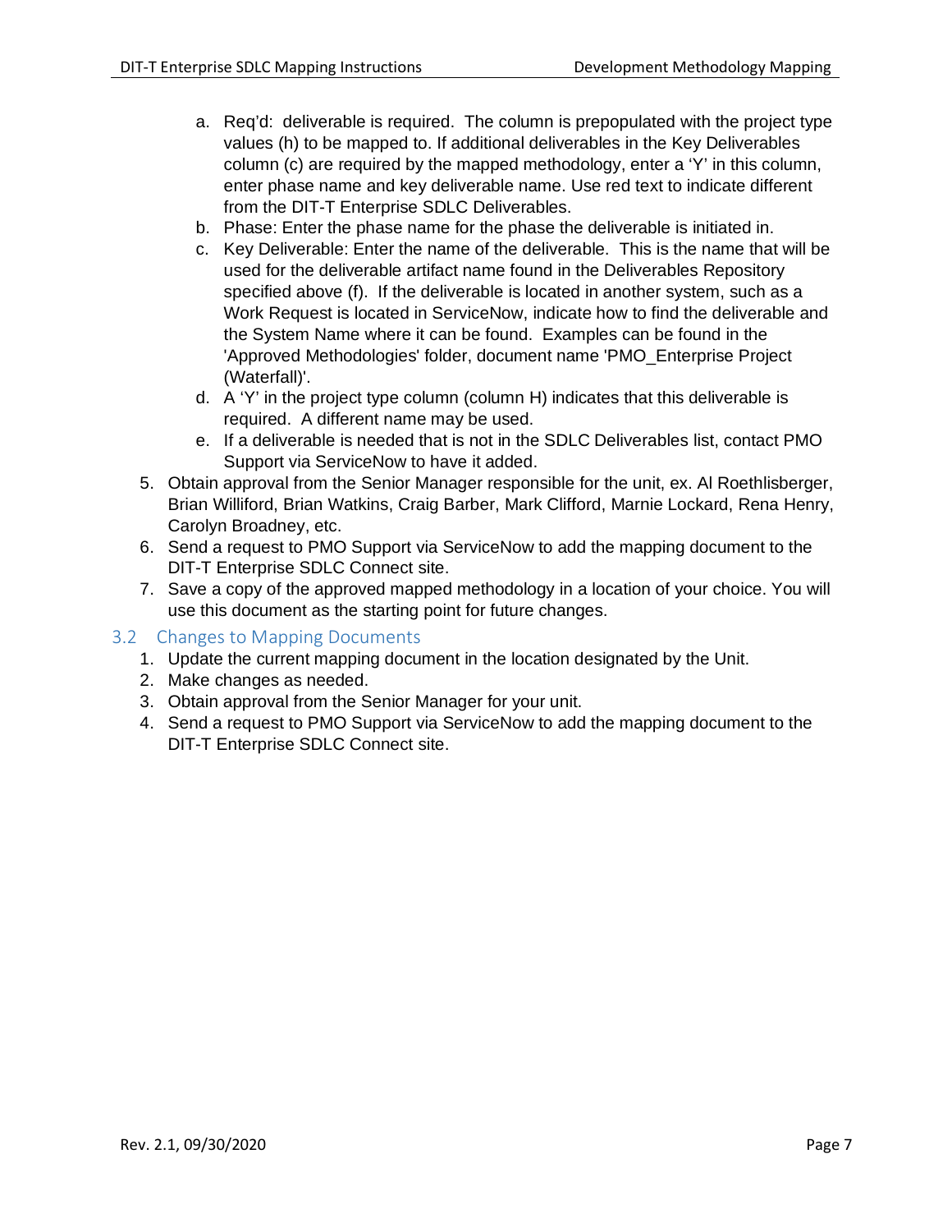a. Req'd: deliverable is required. The column is prepopulated with the project type values (h) to be mapped to. If additional deliverables in the Key Deliverables column (c) are required by the mapped methodology, enter a 'Y' in this column, enter phase name and key deliverable name. Use red text to indicate different from the DIT-T Enterprise SDLC Deliverables.
   b. Phase: Enter the phase name for the phase the deliverable is initiated in.
   c. Key Deliverable: Enter the name of the deliverable. This is the name that will be used for the deliverable artifact name found in the Deliverables Repository specified above (f). If the deliverable is located in another system, such as a Work Request is located in ServiceNow, indicate how to find the deliverable and the System Name where it can be found. Examples can be found in the 'Approved Methodologies' folder, document name 'PMO_Enterprise Project (Waterfall)'.
   d. A 'Y' in the project type column (column H) indicates that this deliverable is required. A different name may be used.
   e. If a deliverable is needed that is not in the SDLC Deliverables list, contact PMO Support via ServiceNow to have it added.

5. Obtain approval from the Senior Manager responsible for the unit, ex. Al Roethlisberger, Brian Williford, Brian Watkins, Craig Barber, Mark Clifford, Marnie Lockard, Rena Henry, Carolyn Broadney, etc.
6. Send a request to PMO Support via ServiceNow to add the mapping document to the DIT-T Enterprise SDLC Connect site.
7. Save a copy of the approved mapped methodology in a location of your choice. You will use this document as the starting point for future changes.

## 3.2 Changes to Mapping Documents

1. Update the current mapping document in the location designated by the Unit.
2. Make changes as needed.
3. Obtain approval from the Senior Manager for your unit.
4. Send a request to PMO Support via ServiceNow to add the mapping document to the DIT-T Enterprise SDLC Connect site.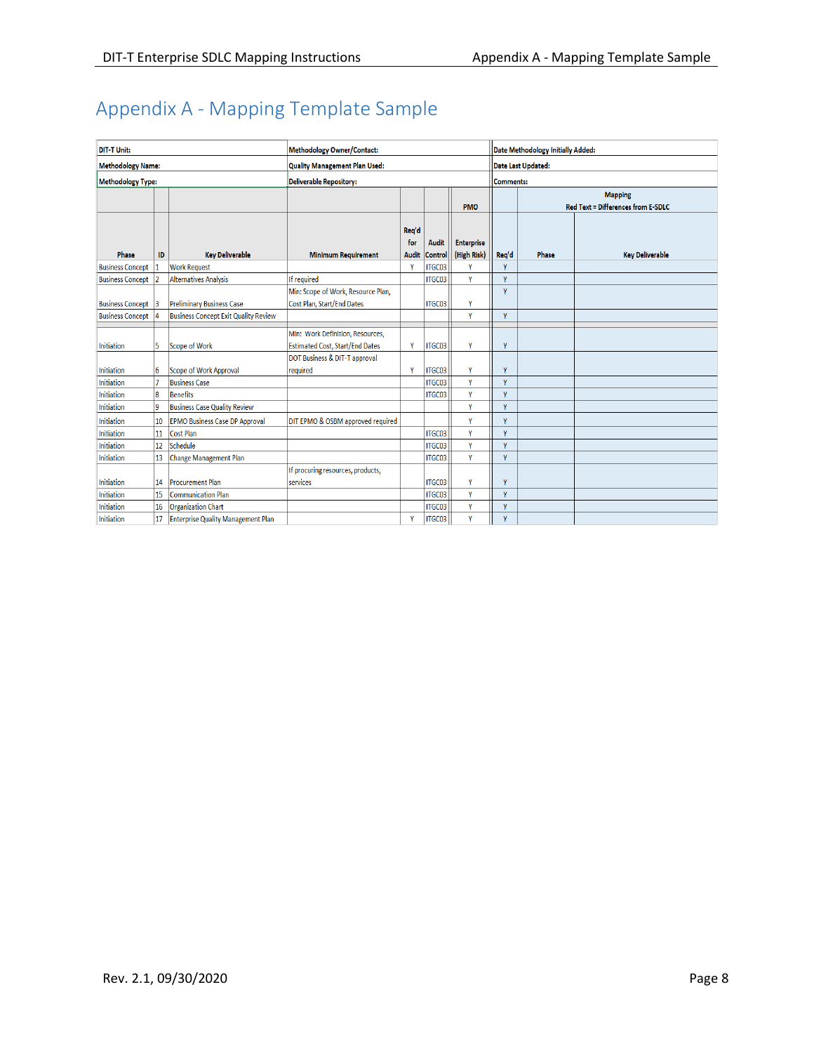# Appendix A - Mapping Template Sample

| DIT-T Unit: | | | Methodology Owner/Contact: | | | | Date Methodology Initially Added: | | |
|---|---|---|---|---|---|---|---|---|---|
| **Methodology Name:** | | | **Quality Management Plan Used:** | | | | **Date Last Updated:** | | |
| **Methodology Type:** | | | **Deliverable Repository:** | | | | **Comments:** | | |
| | | | | | | PMO | | Mapping Red Text = Differences from E-SDLC | |
| **Phase** | **ID** | **Key Deliverable** | **Minimum Requirement** | **Req'd for Audit** | **Audit Control** | **Enterprise (High Risk)** | **Req'd** | **Phase** | **Key Deliverable** |
| Business Concept | 1 | Work Request | | Y | ITGC03 | Y | Y | | |
| Business Concept | 2 | Alternatives Analysis | If required | | ITGC03 | Y | Y | | |
| Business Concept | 3 | Preliminary Business Case | Min: Scope of Work, Resource Plan, Cost Plan, Start/End Dates | | ITGC03 | Y | Y | | |
| Business Concept | 4 | Business Concept Exit Quality Review | | | | Y | Y | | |
| Initiation | 5 | Scope of Work | Min: Work Definition, Resources, Estimated Cost, Start/End Dates | Y | ITGC03 | Y | Y | | |
| Initiation | 6 | Scope of Work Approval | DOT Business & DIT-T approval required | Y | ITGC03 | Y | Y | | |
| Initiation | 7 | Business Case | | | ITGC03 | Y | Y | | |
| Initiation | 8 | Benefits | | | ITGC03 | Y | Y | | |
| Initiation | 9 | Business Case Quality Review | | | | Y | Y | | |
| Initiation | 10 | EPMO Business Case DP Approval | DIT EPMO & OSBM approved required | | | Y | Y | | |
| Initiation | 11 | Cost Plan | | | ITGC03 | Y | Y | | |
| Initiation | 12 | Schedule | | | ITGC03 | Y | Y | | |
| Initiation | 13 | Change Management Plan | | | ITGC03 | Y | Y | | |
| Initiation | 14 | Procurement Plan | If procuring resources, products, services | | ITGC03 | Y | Y | | |
| Initiation | 15 | Communication Plan | | | ITGC03 | Y | Y | | |
| Initiation | 16 | Organization Chart | | | ITGC03 | Y | Y | | |
| Initiation | 17 | Enterprise Quality Management Plan | | Y | ITGC03 | Y | Y | | |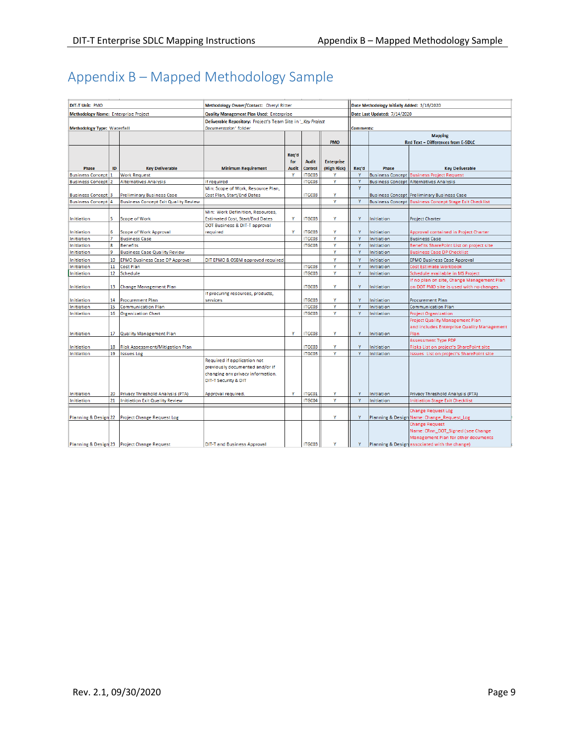# Appendix B – Mapped Methodology Sample

| | | | | | | | | | |
|---|---|---|---|---|---|---|---|---|---|
| DIT-T Unit: PMO | | | Methodology Owner/Contact: Cheryl Ritter | | | | Date Methodology Initially Added: 3/16/2020 | | |
| Methodology Name: Enterprise Project | | | Quality Management Plan Used: Enterprise | | | | Date Last Updated: 7/14/2020 | | |
| Methodology Type: Waterfall | | | Deliverable Repository: Project's Team Site in '_Key Project Documentation' folder | | | | Comments: | | |
| | | | | | | PMO | Mapping Red Text = Differences from E-SDLC | | |
| Phase | ID | Key Deliverable | Minimum Requirement | Req'd for Audit | Audit Control | Enterprise (High Risk) | Req'd | Phase | Key Deliverable |
| Business Concept | 1 | Work Request | | Y | ITGC03 | Y | Y | Business Concept | Business Project Request |
| Business Concept | 2 | Alternatives Analysis | If required | | ITGC03 | Y | Y | Business Concept | Alternatives Analysis |
| Business Concept | 3 | Preliminary Business Case | Min: Scope of Work, Resource Plan, Cost Plan, Start/End Dates | | ITGC03 | Y | Y | Business Concept | Preliminary Business Case |
| Business Concept | 4 | Business Concept Exit Quality Review | | | | Y | Y | Business Concept | Business Concept Stage Exit Checklist |
| Initiation | 5 | Scope of Work | Min: Work Definition, Resources, Estimated Cost, Start/End Dates | Y | ITGC03 | Y | Y | Initiation | Project Charter |
| Initiation | 6 | Scope of Work Approval | DOT Business & DIT-T approval required | Y | ITGC03 | Y | Y | Initiation | Approval contained in Project Charter |
| Initiation | 7 | Business Case | | | ITGC03 | Y | Y | Initiation | Business Case |
| Initiation | 8 | Benefits | | | ITGC03 | Y | Y | Initiation | Benefits SharePoint List on project site |
| Initiation | 9 | Business Case Quality Review | | | | Y | Y | Initiation | Business Case DP Checklist |
| Initiation | 10 | EPMO Business Case DP Approval | DIT EPMO & OSBM approved required | | | Y | Y | Initiation | EPMO Business Case Approval |
| Initiation | 11 | Cost Plan | | | ITGC03 | Y | Y | Initiation | Cost Estimate Workbook |
| Initiation | 12 | Schedule | | | ITGC03 | Y | Y | Initiation | Schedule available in MS Project |
| Initiation | 13 | Change Management Plan | | | ITGC03 | Y | Y | Initiation | If no plan on site, Change Management Plan on DOT PMO site is used with no changes. |
| Initiation | 14 | Procurement Plan | If procuring resources, products, services | | ITGC03 | Y | Y | Initiation | Procurement Plan |
| Initiation | 15 | Communication Plan | | | ITGC03 | Y | Y | Initiation | Communication Plan |
| Initiation | 16 | Organization Chart | | | ITGC03 | Y | Y | Initiation | Project Organization |
| Initiation | 17 | Quality Management Plan | | Y | ITGC03 | Y | Y | Initiation | Project Quality Management Plan and includes Enterprise Quality Management Plan |
| Initiation | 18 | Risk Assessment/Mitigation Plan | | | ITGC03 | Y | Y | Initiation | Assessment Type PDF Risks List on project's SharePoint site |
| Initiation | 19 | Issues Log | | | ITGC03 | Y | Y | Initiation | Issues List on project's SharePoint site |
| Initiation | 20 | Privacy Threshold Analysis (PTA) | Required if application not previously documented and/or if changing any privacy information. DIT-T Security & DIT Approval required. | Y | ITGC01 | Y | Y | Initiation | Privacy Threshold Analysis (PTA) |
| Initiation | 21 | Initiation Exit Quality Review | | | ITGC04 | Y | Y | Initiation | Initiation Stage Exit Checklist |
| Planning & Design | 22 | Project Change Request Log | | | | Y | Y | Planning & Design | Change Request Log Name: Change_Request_Log |
| Planning & Design | 23 | Project Change Request | DIT-T and Business Approval | | ITGC03 | Y | Y | Planning & Design | Change Request Name: CRnn_DOT_Signed (see Change Management Plan for other documents associated with the change) |